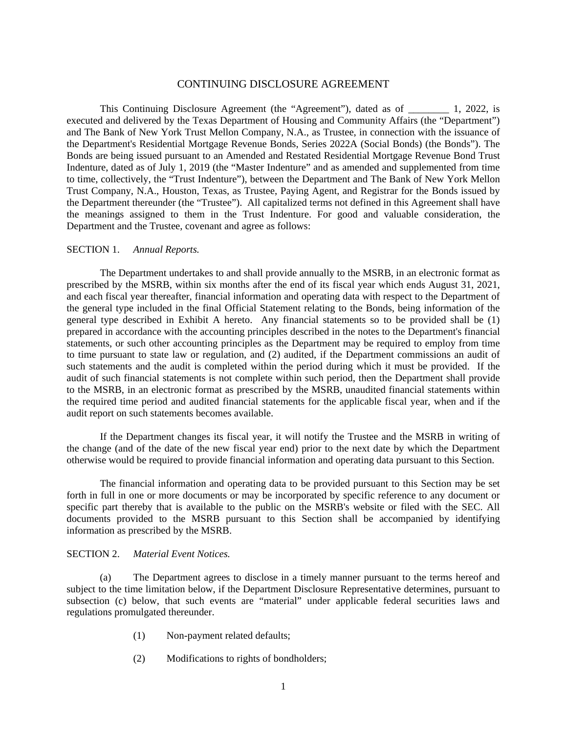# CONTINUING DISCLOSURE AGREEMENT

This Continuing Disclosure Agreement (the "Agreement"), dated as of ________ 1, 2022, is executed and delivered by the Texas Department of Housing and Community Affairs (the "Department") and The Bank of New York Trust Mellon Company, N.A., as Trustee, in connection with the issuance of the Department's Residential Mortgage Revenue Bonds, Series 2022A (Social Bonds) (the Bonds"). The Bonds are being issued pursuant to an Amended and Restated Residential Mortgage Revenue Bond Trust Indenture, dated as of July 1, 2019 (the "Master Indenture" and as amended and supplemented from time to time, collectively, the "Trust Indenture"), between the Department and The Bank of New York Mellon Trust Company, N.A., Houston, Texas, as Trustee, Paying Agent, and Registrar for the Bonds issued by the Department thereunder (the "Trustee"). All capitalized terms not defined in this Agreement shall have the meanings assigned to them in the Trust Indenture. For good and valuable consideration, the Department and the Trustee, covenant and agree as follows:

SECTION 1. *Annual Reports.*

The Department undertakes to and shall provide annually to the MSRB, in an electronic format as prescribed by the MSRB, within six months after the end of its fiscal year which ends August 31, 2021, and each fiscal year thereafter, financial information and operating data with respect to the Department of the general type included in the final Official Statement relating to the Bonds, being information of the general type described in Exhibit A hereto. Any financial statements so to be provided shall be (1) prepared in accordance with the accounting principles described in the notes to the Department's financial statements, or such other accounting principles as the Department may be required to employ from time to time pursuant to state law or regulation, and (2) audited, if the Department commissions an audit of such statements and the audit is completed within the period during which it must be provided. If the audit of such financial statements is not complete within such period, then the Department shall provide to the MSRB, in an electronic format as prescribed by the MSRB, unaudited financial statements within the required time period and audited financial statements for the applicable fiscal year, when and if the audit report on such statements becomes available.

If the Department changes its fiscal year, it will notify the Trustee and the MSRB in writing of the change (and of the date of the new fiscal year end) prior to the next date by which the Department otherwise would be required to provide financial information and operating data pursuant to this Section.

The financial information and operating data to be provided pursuant to this Section may be set forth in full in one or more documents or may be incorporated by specific reference to any document or specific part thereby that is available to the public on the MSRB's website or filed with the SEC. All documents provided to the MSRB pursuant to this Section shall be accompanied by identifying information as prescribed by the MSRB.

SECTION 2. *Material Event Notices.*

(a) The Department agrees to disclose in a timely manner pursuant to the terms hereof and subject to the time limitation below, if the Department Disclosure Representative determines, pursuant to subsection (c) below, that such events are "material" under applicable federal securities laws and regulations promulgated thereunder.

(1) Non-payment related defaults;

(2) Modifications to rights of bondholders;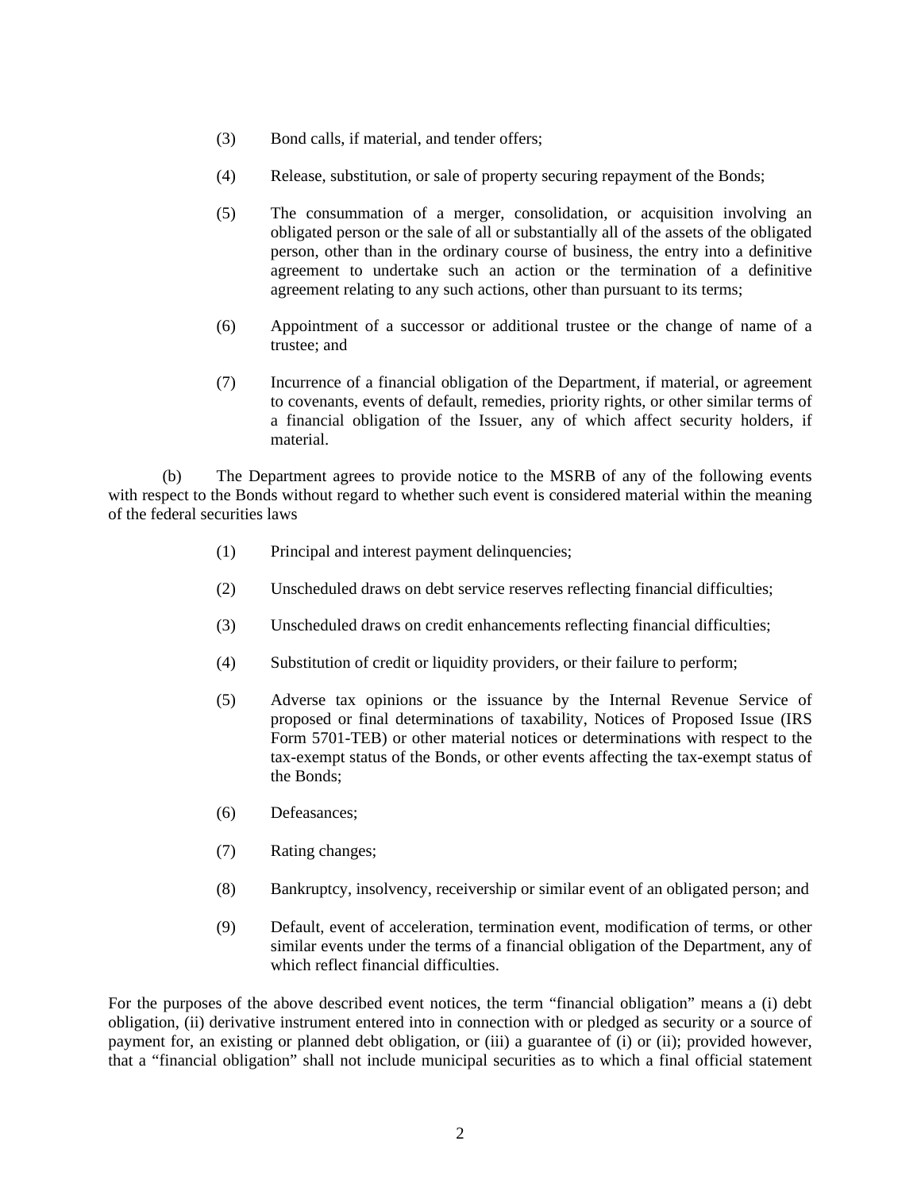(3) Bond calls, if material, and tender offers;

(4) Release, substitution, or sale of property securing repayment of the Bonds;

(5) The consummation of a merger, consolidation, or acquisition involving an obligated person or the sale of all or substantially all of the assets of the obligated person, other than in the ordinary course of business, the entry into a definitive agreement to undertake such an action or the termination of a definitive agreement relating to any such actions, other than pursuant to its terms;

(6) Appointment of a successor or additional trustee or the change of name of a trustee; and

(7) Incurrence of a financial obligation of the Department, if material, or agreement to covenants, events of default, remedies, priority rights, or other similar terms of a financial obligation of the Issuer, any of which affect security holders, if material.

(b) The Department agrees to provide notice to the MSRB of any of the following events with respect to the Bonds without regard to whether such event is considered material within the meaning of the federal securities laws

(1) Principal and interest payment delinquencies;

(2) Unscheduled draws on debt service reserves reflecting financial difficulties;

(3) Unscheduled draws on credit enhancements reflecting financial difficulties;

(4) Substitution of credit or liquidity providers, or their failure to perform;

(5) Adverse tax opinions or the issuance by the Internal Revenue Service of proposed or final determinations of taxability, Notices of Proposed Issue (IRS Form 5701-TEB) or other material notices or determinations with respect to the tax-exempt status of the Bonds, or other events affecting the tax-exempt status of the Bonds;

(6) Defeasances;

(7) Rating changes;

(8) Bankruptcy, insolvency, receivership or similar event of an obligated person; and

(9) Default, event of acceleration, termination event, modification of terms, or other similar events under the terms of a financial obligation of the Department, any of which reflect financial difficulties.

For the purposes of the above described event notices, the term "financial obligation" means a (i) debt obligation, (ii) derivative instrument entered into in connection with or pledged as security or a source of payment for, an existing or planned debt obligation, or (iii) a guarantee of (i) or (ii); provided however, that a "financial obligation" shall not include municipal securities as to which a final official statement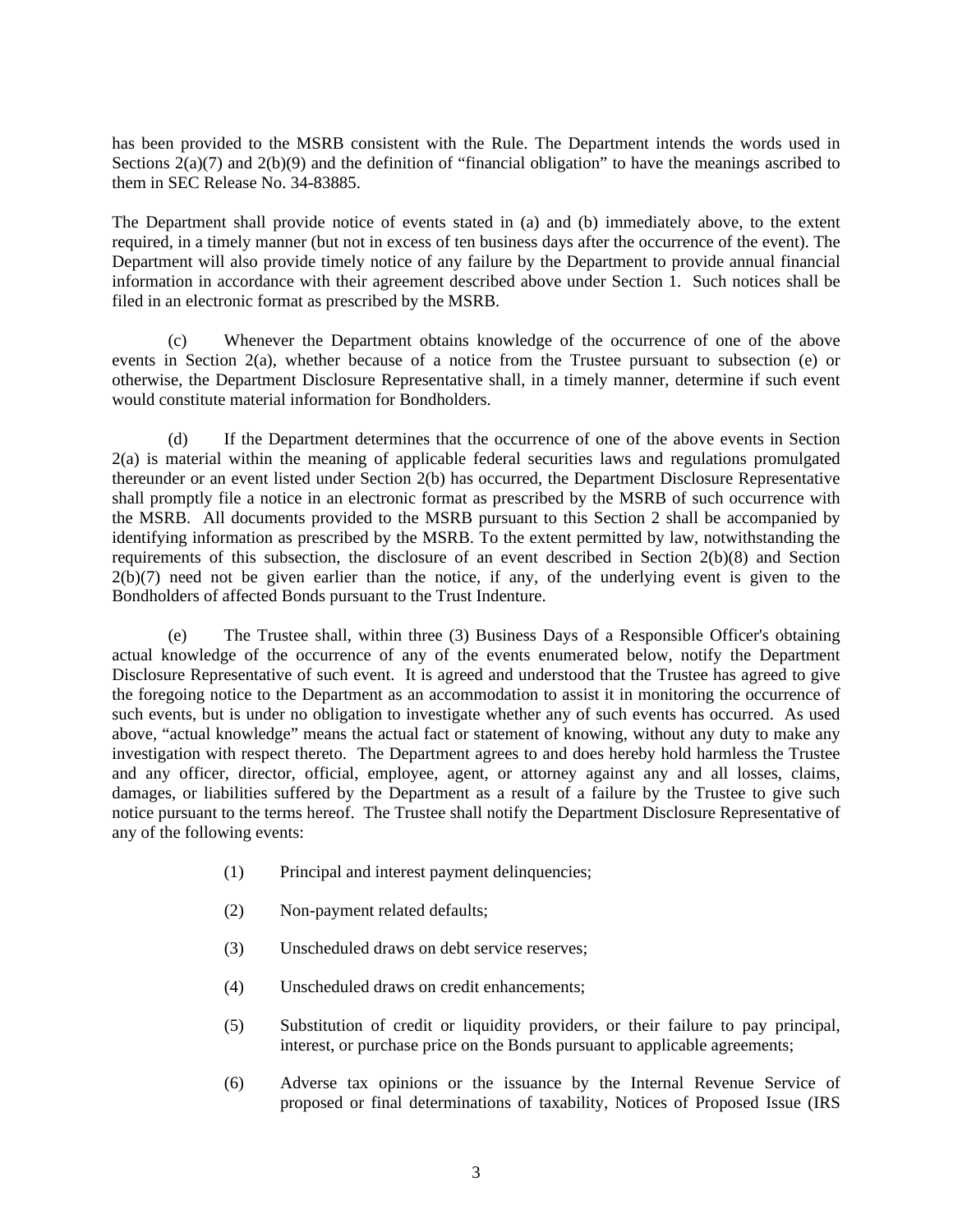has been provided to the MSRB consistent with the Rule. The Department intends the words used in Sections 2(a)(7) and 2(b)(9) and the definition of "financial obligation" to have the meanings ascribed to them in SEC Release No. 34-83885.

The Department shall provide notice of events stated in (a) and (b) immediately above, to the extent required, in a timely manner (but not in excess of ten business days after the occurrence of the event). The Department will also provide timely notice of any failure by the Department to provide annual financial information in accordance with their agreement described above under Section 1. Such notices shall be filed in an electronic format as prescribed by the MSRB.

(c) Whenever the Department obtains knowledge of the occurrence of one of the above events in Section 2(a), whether because of a notice from the Trustee pursuant to subsection (e) or otherwise, the Department Disclosure Representative shall, in a timely manner, determine if such event would constitute material information for Bondholders.

(d) If the Department determines that the occurrence of one of the above events in Section 2(a) is material within the meaning of applicable federal securities laws and regulations promulgated thereunder or an event listed under Section 2(b) has occurred, the Department Disclosure Representative shall promptly file a notice in an electronic format as prescribed by the MSRB of such occurrence with the MSRB. All documents provided to the MSRB pursuant to this Section 2 shall be accompanied by identifying information as prescribed by the MSRB. To the extent permitted by law, notwithstanding the requirements of this subsection, the disclosure of an event described in Section 2(b)(8) and Section 2(b)(7) need not be given earlier than the notice, if any, of the underlying event is given to the Bondholders of affected Bonds pursuant to the Trust Indenture.

(e) The Trustee shall, within three (3) Business Days of a Responsible Officer's obtaining actual knowledge of the occurrence of any of the events enumerated below, notify the Department Disclosure Representative of such event. It is agreed and understood that the Trustee has agreed to give the foregoing notice to the Department as an accommodation to assist it in monitoring the occurrence of such events, but is under no obligation to investigate whether any of such events has occurred. As used above, "actual knowledge" means the actual fact or statement of knowing, without any duty to make any investigation with respect thereto. The Department agrees to and does hereby hold harmless the Trustee and any officer, director, official, employee, agent, or attorney against any and all losses, claims, damages, or liabilities suffered by the Department as a result of a failure by the Trustee to give such notice pursuant to the terms hereof. The Trustee shall notify the Department Disclosure Representative of any of the following events:

(1) Principal and interest payment delinquencies;

(2) Non-payment related defaults;

(3) Unscheduled draws on debt service reserves;

(4) Unscheduled draws on credit enhancements;

(5) Substitution of credit or liquidity providers, or their failure to pay principal, interest, or purchase price on the Bonds pursuant to applicable agreements;

(6) Adverse tax opinions or the issuance by the Internal Revenue Service of proposed or final determinations of taxability, Notices of Proposed Issue (IRS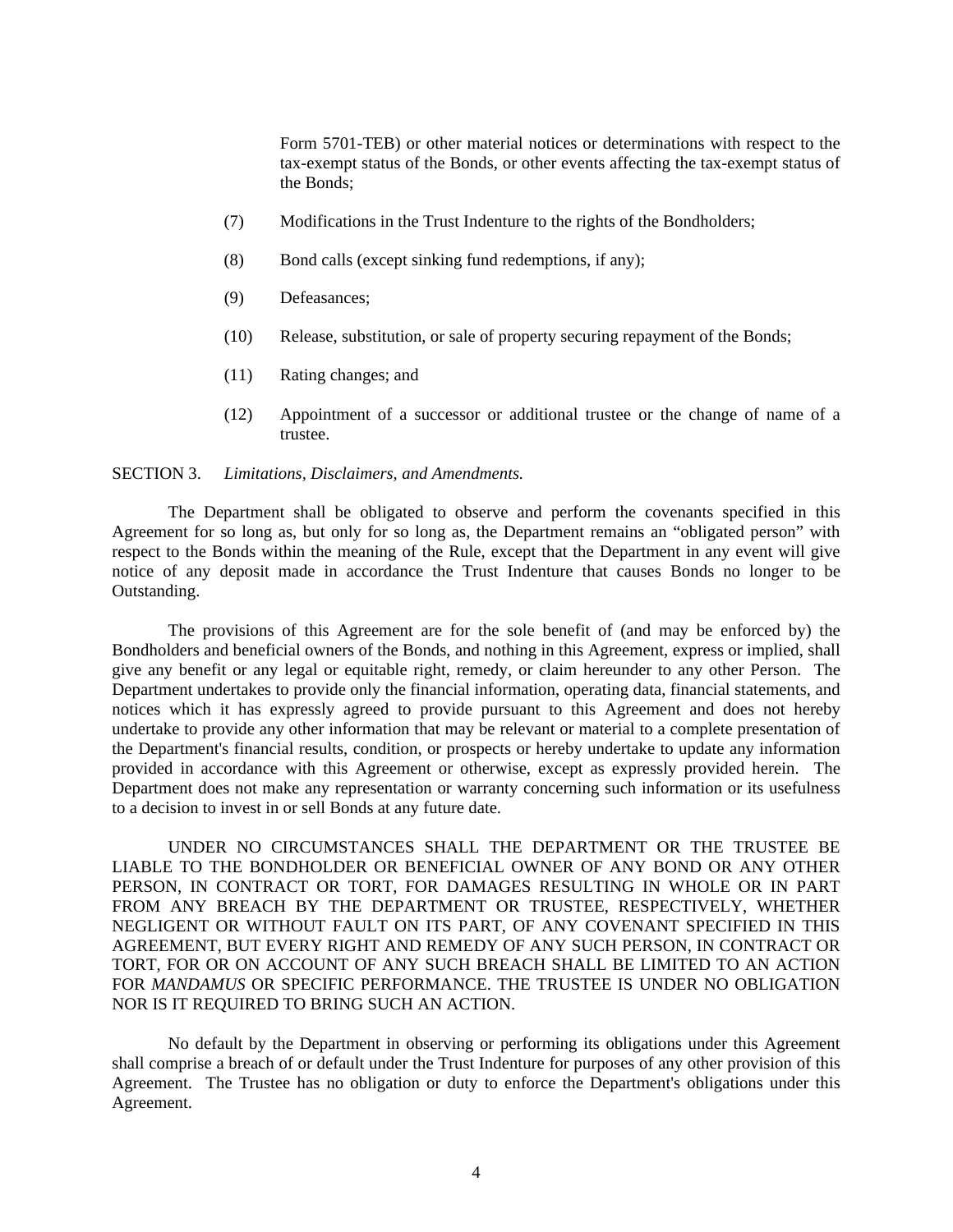Form 5701-TEB) or other material notices or determinations with respect to the tax-exempt status of the Bonds, or other events affecting the tax-exempt status of the Bonds;

(7) Modifications in the Trust Indenture to the rights of the Bondholders;

(8) Bond calls (except sinking fund redemptions, if any);

(9) Defeasances;

(10) Release, substitution, or sale of property securing repayment of the Bonds;

(11) Rating changes; and

(12) Appointment of a successor or additional trustee or the change of name of a trustee.

SECTION 3. *Limitations, Disclaimers, and Amendments.*

The Department shall be obligated to observe and perform the covenants specified in this Agreement for so long as, but only for so long as, the Department remains an "obligated person" with respect to the Bonds within the meaning of the Rule, except that the Department in any event will give notice of any deposit made in accordance the Trust Indenture that causes Bonds no longer to be Outstanding.

The provisions of this Agreement are for the sole benefit of (and may be enforced by) the Bondholders and beneficial owners of the Bonds, and nothing in this Agreement, express or implied, shall give any benefit or any legal or equitable right, remedy, or claim hereunder to any other Person. The Department undertakes to provide only the financial information, operating data, financial statements, and notices which it has expressly agreed to provide pursuant to this Agreement and does not hereby undertake to provide any other information that may be relevant or material to a complete presentation of the Department's financial results, condition, or prospects or hereby undertake to update any information provided in accordance with this Agreement or otherwise, except as expressly provided herein. The Department does not make any representation or warranty concerning such information or its usefulness to a decision to invest in or sell Bonds at any future date.

UNDER NO CIRCUMSTANCES SHALL THE DEPARTMENT OR THE TRUSTEE BE LIABLE TO THE BONDHOLDER OR BENEFICIAL OWNER OF ANY BOND OR ANY OTHER PERSON, IN CONTRACT OR TORT, FOR DAMAGES RESULTING IN WHOLE OR IN PART FROM ANY BREACH BY THE DEPARTMENT OR TRUSTEE, RESPECTIVELY, WHETHER NEGLIGENT OR WITHOUT FAULT ON ITS PART, OF ANY COVENANT SPECIFIED IN THIS AGREEMENT, BUT EVERY RIGHT AND REMEDY OF ANY SUCH PERSON, IN CONTRACT OR TORT, FOR OR ON ACCOUNT OF ANY SUCH BREACH SHALL BE LIMITED TO AN ACTION FOR *MANDAMUS* OR SPECIFIC PERFORMANCE. THE TRUSTEE IS UNDER NO OBLIGATION NOR IS IT REQUIRED TO BRING SUCH AN ACTION.

No default by the Department in observing or performing its obligations under this Agreement shall comprise a breach of or default under the Trust Indenture for purposes of any other provision of this Agreement. The Trustee has no obligation or duty to enforce the Department's obligations under this Agreement.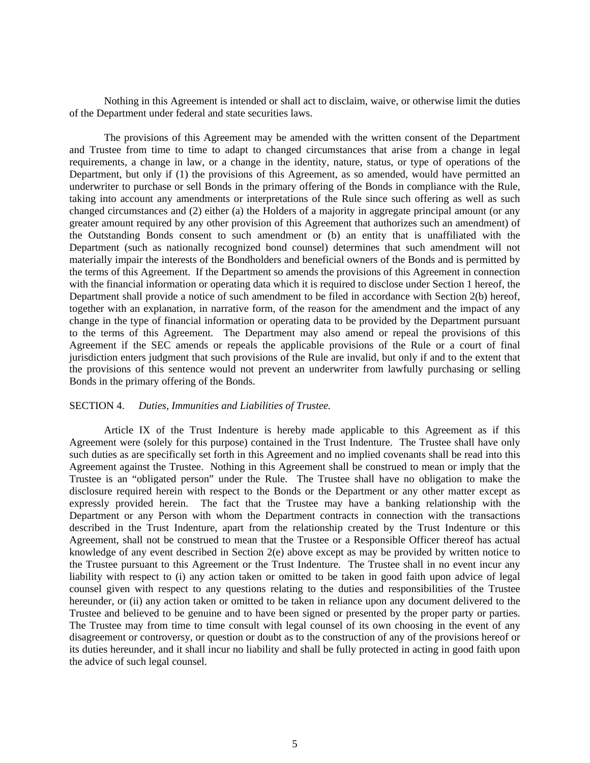Nothing in this Agreement is intended or shall act to disclaim, waive, or otherwise limit the duties of the Department under federal and state securities laws.

The provisions of this Agreement may be amended with the written consent of the Department and Trustee from time to time to adapt to changed circumstances that arise from a change in legal requirements, a change in law, or a change in the identity, nature, status, or type of operations of the Department, but only if (1) the provisions of this Agreement, as so amended, would have permitted an underwriter to purchase or sell Bonds in the primary offering of the Bonds in compliance with the Rule, taking into account any amendments or interpretations of the Rule since such offering as well as such changed circumstances and (2) either (a) the Holders of a majority in aggregate principal amount (or any greater amount required by any other provision of this Agreement that authorizes such an amendment) of the Outstanding Bonds consent to such amendment or (b) an entity that is unaffiliated with the Department (such as nationally recognized bond counsel) determines that such amendment will not materially impair the interests of the Bondholders and beneficial owners of the Bonds and is permitted by the terms of this Agreement. If the Department so amends the provisions of this Agreement in connection with the financial information or operating data which it is required to disclose under Section 1 hereof, the Department shall provide a notice of such amendment to be filed in accordance with Section 2(b) hereof, together with an explanation, in narrative form, of the reason for the amendment and the impact of any change in the type of financial information or operating data to be provided by the Department pursuant to the terms of this Agreement. The Department may also amend or repeal the provisions of this Agreement if the SEC amends or repeals the applicable provisions of the Rule or a court of final jurisdiction enters judgment that such provisions of the Rule are invalid, but only if and to the extent that the provisions of this sentence would not prevent an underwriter from lawfully purchasing or selling Bonds in the primary offering of the Bonds.

SECTION 4. *Duties, Immunities and Liabilities of Trustee.*

Article IX of the Trust Indenture is hereby made applicable to this Agreement as if this Agreement were (solely for this purpose) contained in the Trust Indenture. The Trustee shall have only such duties as are specifically set forth in this Agreement and no implied covenants shall be read into this Agreement against the Trustee. Nothing in this Agreement shall be construed to mean or imply that the Trustee is an "obligated person" under the Rule. The Trustee shall have no obligation to make the disclosure required herein with respect to the Bonds or the Department or any other matter except as expressly provided herein. The fact that the Trustee may have a banking relationship with the Department or any Person with whom the Department contracts in connection with the transactions described in the Trust Indenture, apart from the relationship created by the Trust Indenture or this Agreement, shall not be construed to mean that the Trustee or a Responsible Officer thereof has actual knowledge of any event described in Section 2(e) above except as may be provided by written notice to the Trustee pursuant to this Agreement or the Trust Indenture. The Trustee shall in no event incur any liability with respect to (i) any action taken or omitted to be taken in good faith upon advice of legal counsel given with respect to any questions relating to the duties and responsibilities of the Trustee hereunder, or (ii) any action taken or omitted to be taken in reliance upon any document delivered to the Trustee and believed to be genuine and to have been signed or presented by the proper party or parties. The Trustee may from time to time consult with legal counsel of its own choosing in the event of any disagreement or controversy, or question or doubt as to the construction of any of the provisions hereof or its duties hereunder, and it shall incur no liability and shall be fully protected in acting in good faith upon the advice of such legal counsel.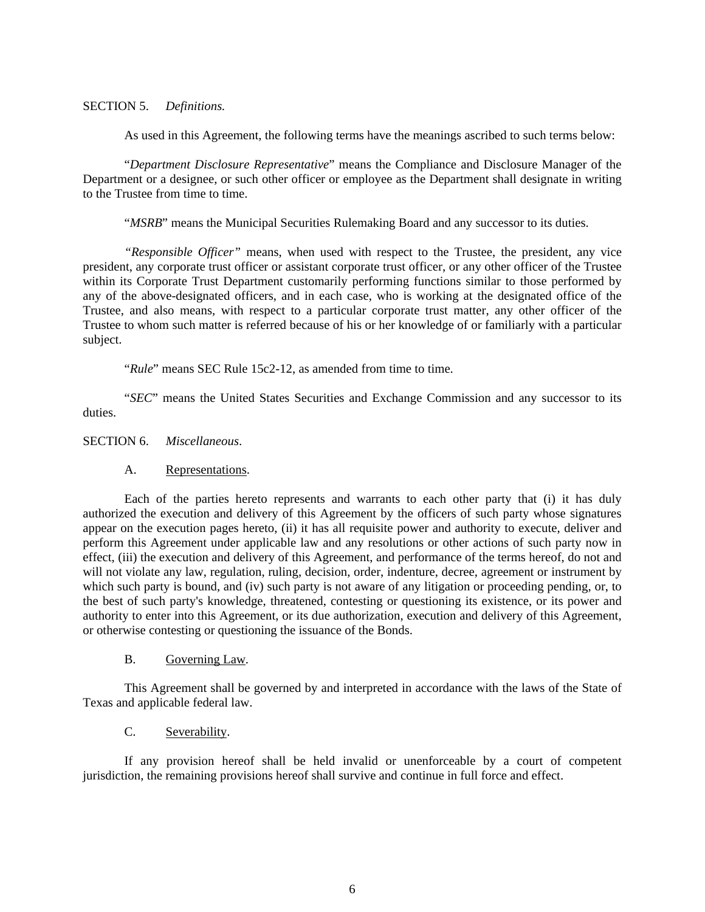SECTION 5. *Definitions.*

As used in this Agreement, the following terms have the meanings ascribed to such terms below:

"*Department Disclosure Representative*" means the Compliance and Disclosure Manager of the Department or a designee, or such other officer or employee as the Department shall designate in writing to the Trustee from time to time.

"*MSRB*" means the Municipal Securities Rulemaking Board and any successor to its duties.

*"Responsible Officer"* means, when used with respect to the Trustee, the president, any vice president, any corporate trust officer or assistant corporate trust officer, or any other officer of the Trustee within its Corporate Trust Department customarily performing functions similar to those performed by any of the above-designated officers, and in each case, who is working at the designated office of the Trustee, and also means, with respect to a particular corporate trust matter, any other officer of the Trustee to whom such matter is referred because of his or her knowledge of or familiarly with a particular subject.

"*Rule*" means SEC Rule 15c2-12, as amended from time to time.

"*SEC*" means the United States Securities and Exchange Commission and any successor to its duties.

SECTION 6. *Miscellaneous*.

A. Representations.

Each of the parties hereto represents and warrants to each other party that (i) it has duly authorized the execution and delivery of this Agreement by the officers of such party whose signatures appear on the execution pages hereto, (ii) it has all requisite power and authority to execute, deliver and perform this Agreement under applicable law and any resolutions or other actions of such party now in effect, (iii) the execution and delivery of this Agreement, and performance of the terms hereof, do not and will not violate any law, regulation, ruling, decision, order, indenture, decree, agreement or instrument by which such party is bound, and (iv) such party is not aware of any litigation or proceeding pending, or, to the best of such party's knowledge, threatened, contesting or questioning its existence, or its power and authority to enter into this Agreement, or its due authorization, execution and delivery of this Agreement, or otherwise contesting or questioning the issuance of the Bonds.

B. Governing Law.

This Agreement shall be governed by and interpreted in accordance with the laws of the State of Texas and applicable federal law.

C. Severability.

If any provision hereof shall be held invalid or unenforceable by a court of competent jurisdiction, the remaining provisions hereof shall survive and continue in full force and effect.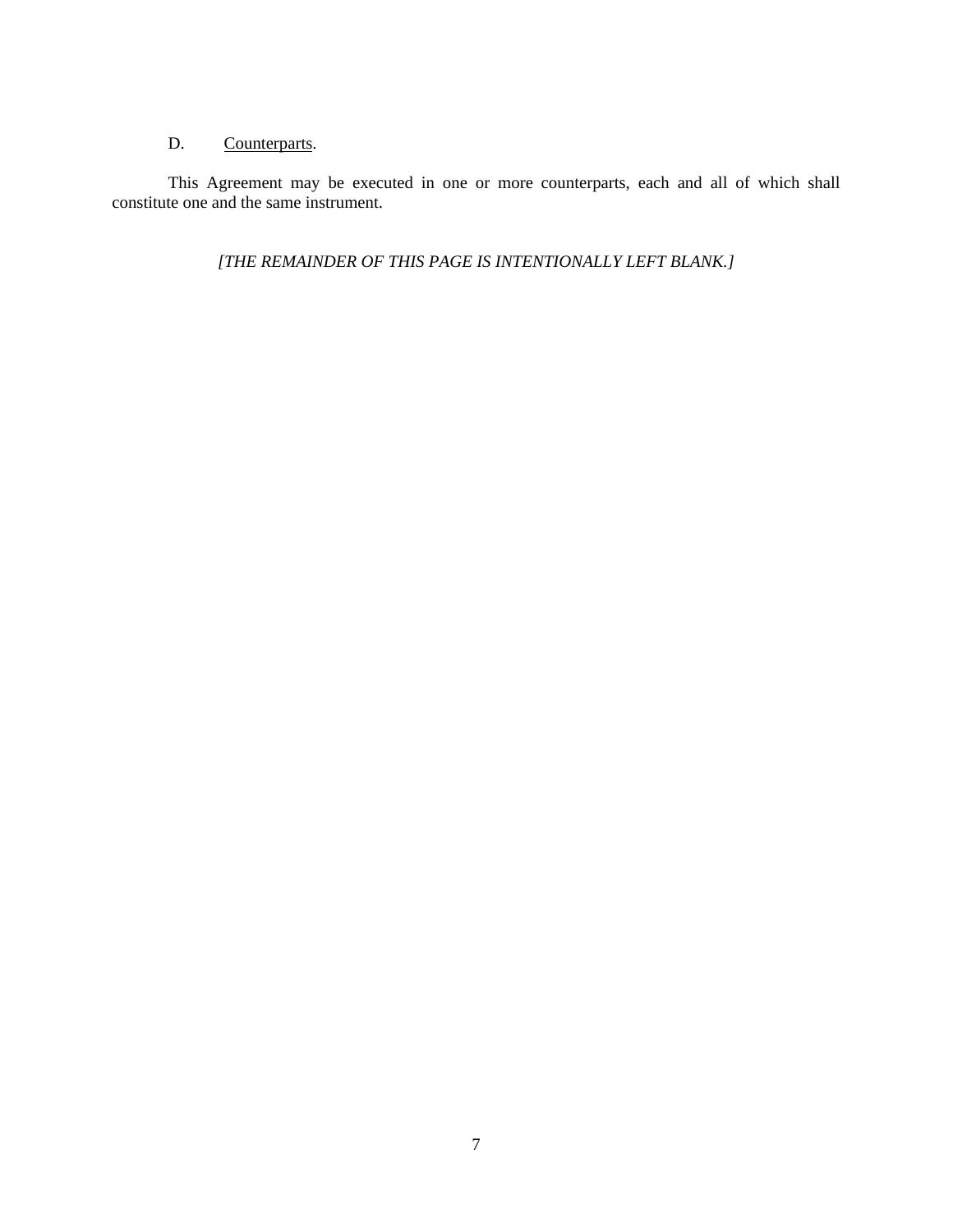D. <u>Counterparts</u>.

This Agreement may be executed in one or more counterparts, each and all of which shall constitute one and the same instrument.

*[THE REMAINDER OF THIS PAGE IS INTENTIONALLY LEFT BLANK.]*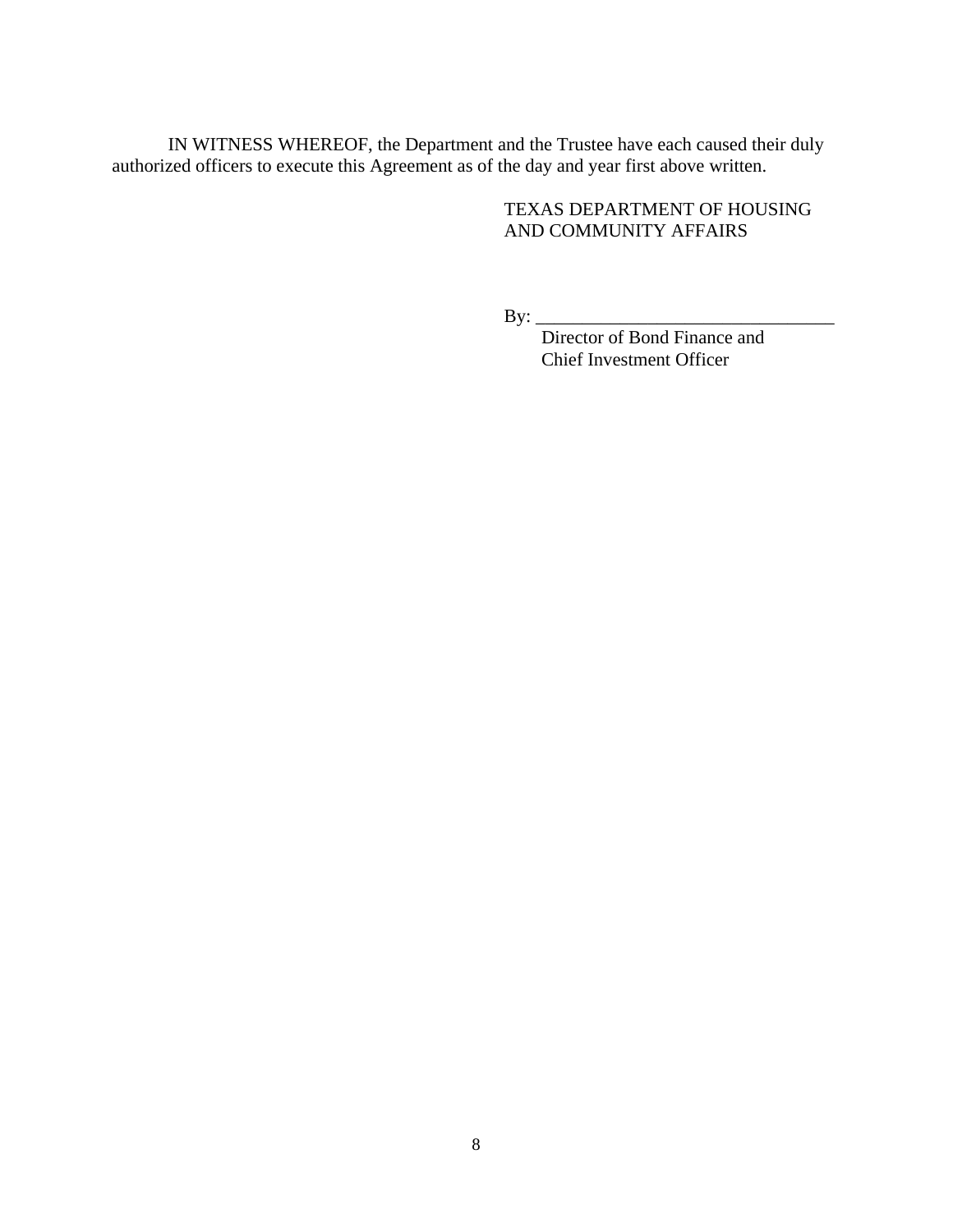IN WITNESS WHEREOF, the Department and the Trustee have each caused their duly authorized officers to execute this Agreement as of the day and year first above written.

TEXAS DEPARTMENT OF HOUSING AND COMMUNITY AFFAIRS

By: \_\_\_\_\_\_\_\_\_\_\_\_\_\_\_\_\_\_\_\_\_\_\_\_\_\_\_\_\_\_\_\_

Director of Bond Finance and
Chief Investment Officer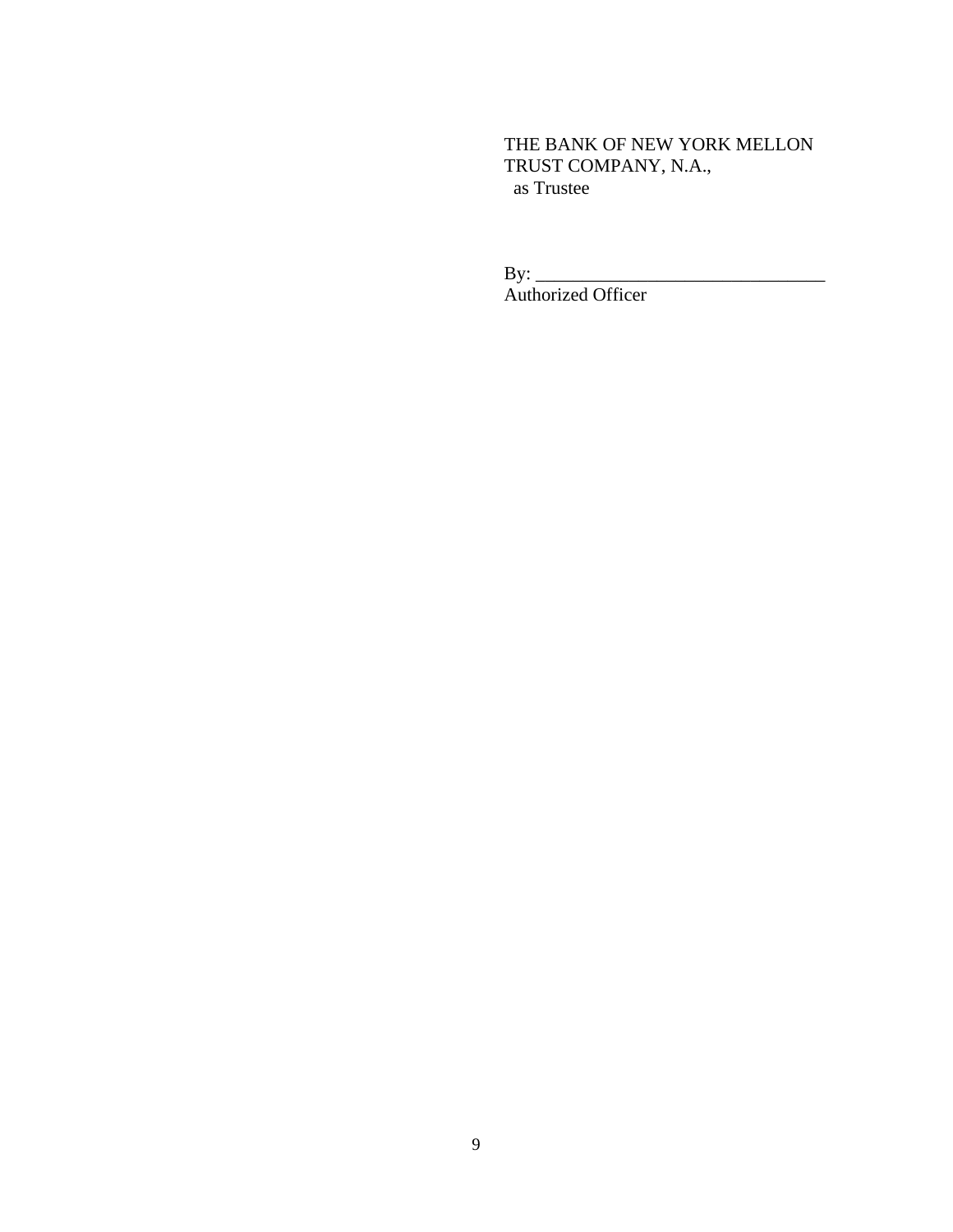THE BANK OF NEW YORK MELLON
TRUST COMPANY, N.A.,
as Trustee

By: _______________________________
Authorized Officer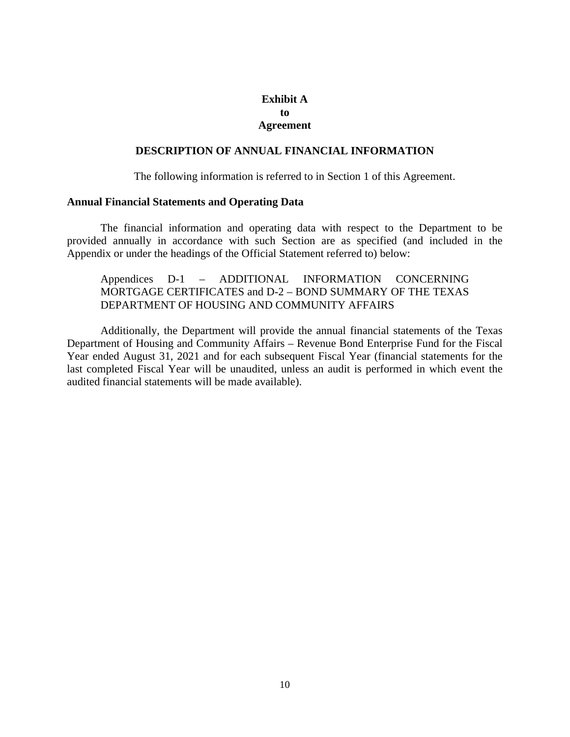**Exhibit A**
**to**
**Agreement**

**DESCRIPTION OF ANNUAL FINANCIAL INFORMATION**

The following information is referred to in Section 1 of this Agreement.

**Annual Financial Statements and Operating Data**

The financial information and operating data with respect to the Department to be provided annually in accordance with such Section are as specified (and included in the Appendix or under the headings of the Official Statement referred to) below:

> Appendices D-1 – ADDITIONAL INFORMATION CONCERNING MORTGAGE CERTIFICATES and D-2 – BOND SUMMARY OF THE TEXAS DEPARTMENT OF HOUSING AND COMMUNITY AFFAIRS

Additionally, the Department will provide the annual financial statements of the Texas Department of Housing and Community Affairs – Revenue Bond Enterprise Fund for the Fiscal Year ended August 31, 2021 and for each subsequent Fiscal Year (financial statements for the last completed Fiscal Year will be unaudited, unless an audit is performed in which event the audited financial statements will be made available).